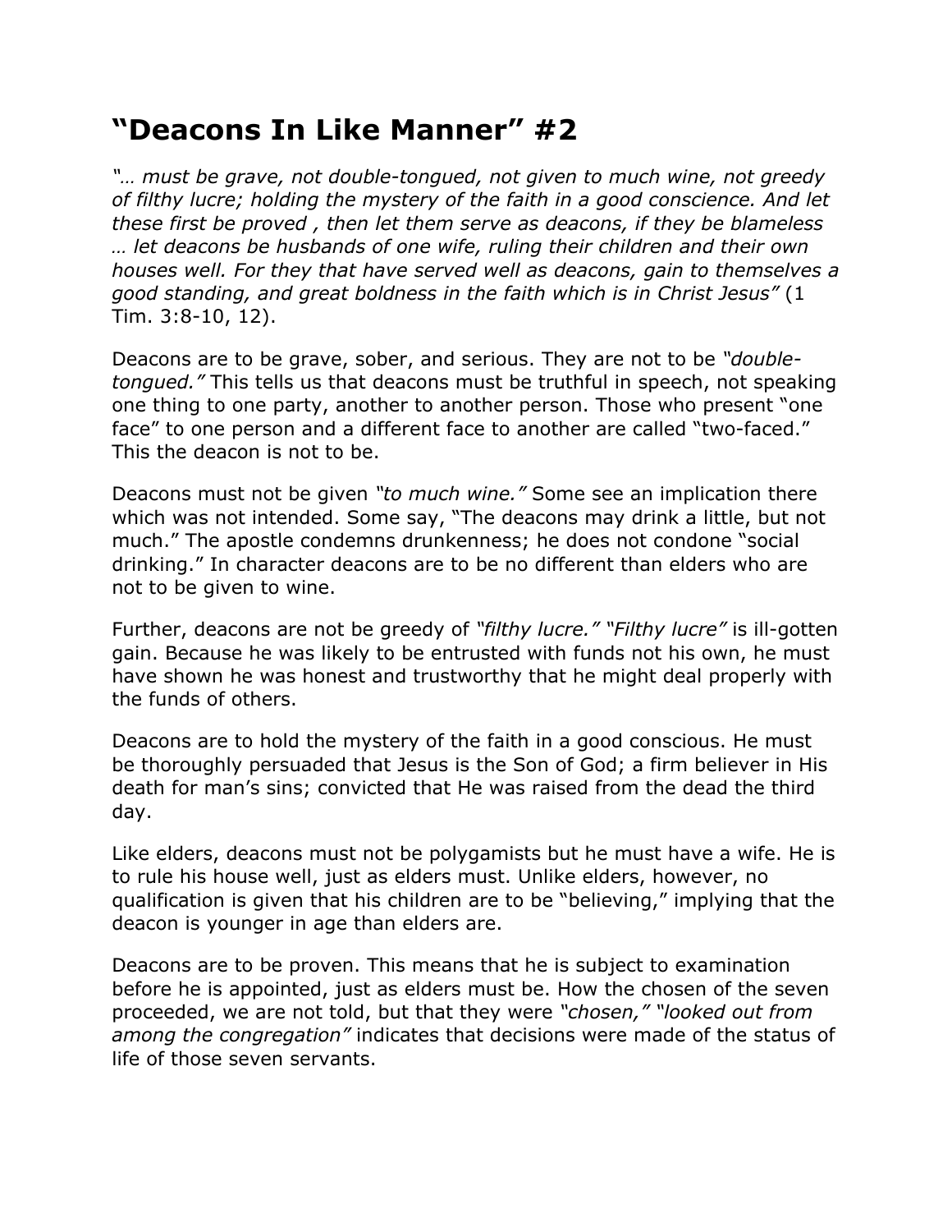# "Deacons In Like Manner" #2

*"… must be grave, not double-tongued, not given to much wine, not greedy of filthy lucre; holding the mystery of the faith in a good conscience. And let these first be proved , then let them serve as deacons, if they be blameless … let deacons be husbands of one wife, ruling their children and their own houses well. For they that have served well as deacons, gain to themselves a good standing, and great boldness in the faith which is in Christ Jesus"* (1 Tim. 3:8-10, 12).

Deacons are to be grave, sober, and serious. They are not to be *"double-tongued."* This tells us that deacons must be truthful in speech, not speaking one thing to one party, another to another person. Those who present "one face" to one person and a different face to another are called "two-faced." This the deacon is not to be.

Deacons must not be given *"to much wine."* Some see an implication there which was not intended. Some say, "The deacons may drink a little, but not much." The apostle condemns drunkenness; he does not condone "social drinking." In character deacons are to be no different than elders who are not to be given to wine.

Further, deacons are not be greedy of *"filthy lucre." "Filthy lucre"* is ill-gotten gain. Because he was likely to be entrusted with funds not his own, he must have shown he was honest and trustworthy that he might deal properly with the funds of others.

Deacons are to hold the mystery of the faith in a good conscious. He must be thoroughly persuaded that Jesus is the Son of God; a firm believer in His death for man's sins; convicted that He was raised from the dead the third day.

Like elders, deacons must not be polygamists but he must have a wife. He is to rule his house well, just as elders must. Unlike elders, however, no qualification is given that his children are to be "believing," implying that the deacon is younger in age than elders are.

Deacons are to be proven. This means that he is subject to examination before he is appointed, just as elders must be. How the chosen of the seven proceeded, we are not told, but that they were *"chosen," "looked out from among the congregation"* indicates that decisions were made of the status of life of those seven servants.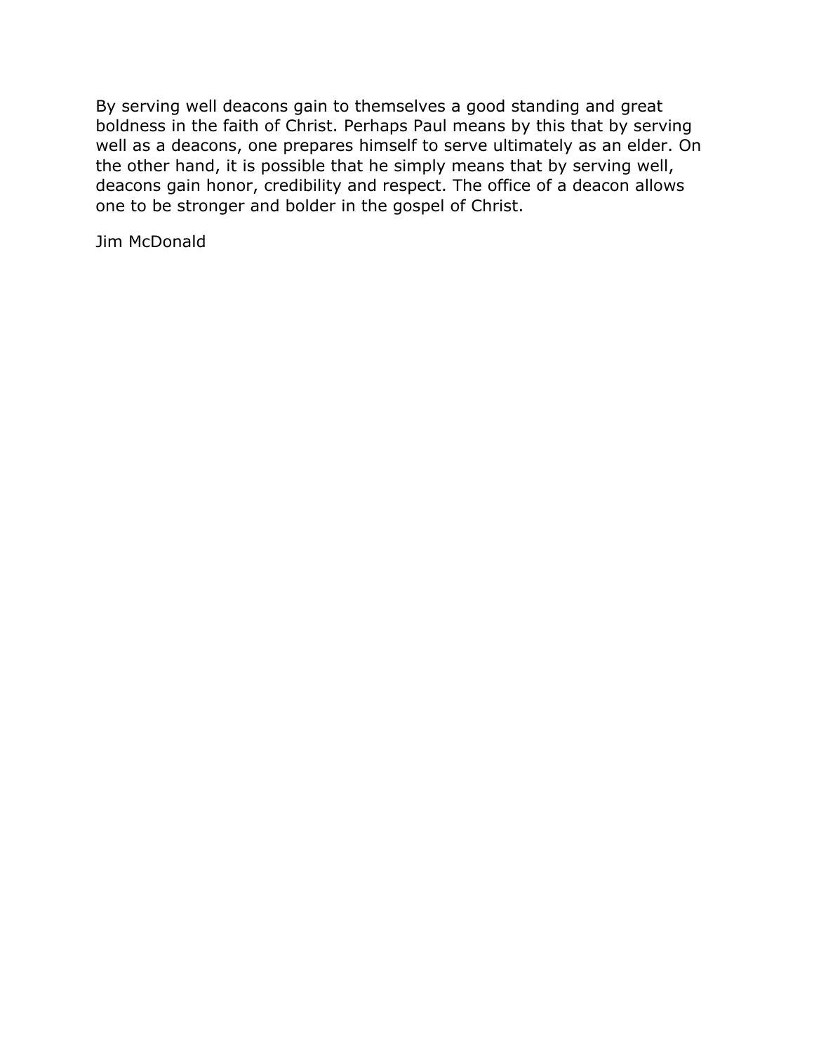By serving well deacons gain to themselves a good standing and great boldness in the faith of Christ. Perhaps Paul means by this that by serving well as a deacons, one prepares himself to serve ultimately as an elder. On the other hand, it is possible that he simply means that by serving well, deacons gain honor, credibility and respect. The office of a deacon allows one to be stronger and bolder in the gospel of Christ.

Jim McDonald